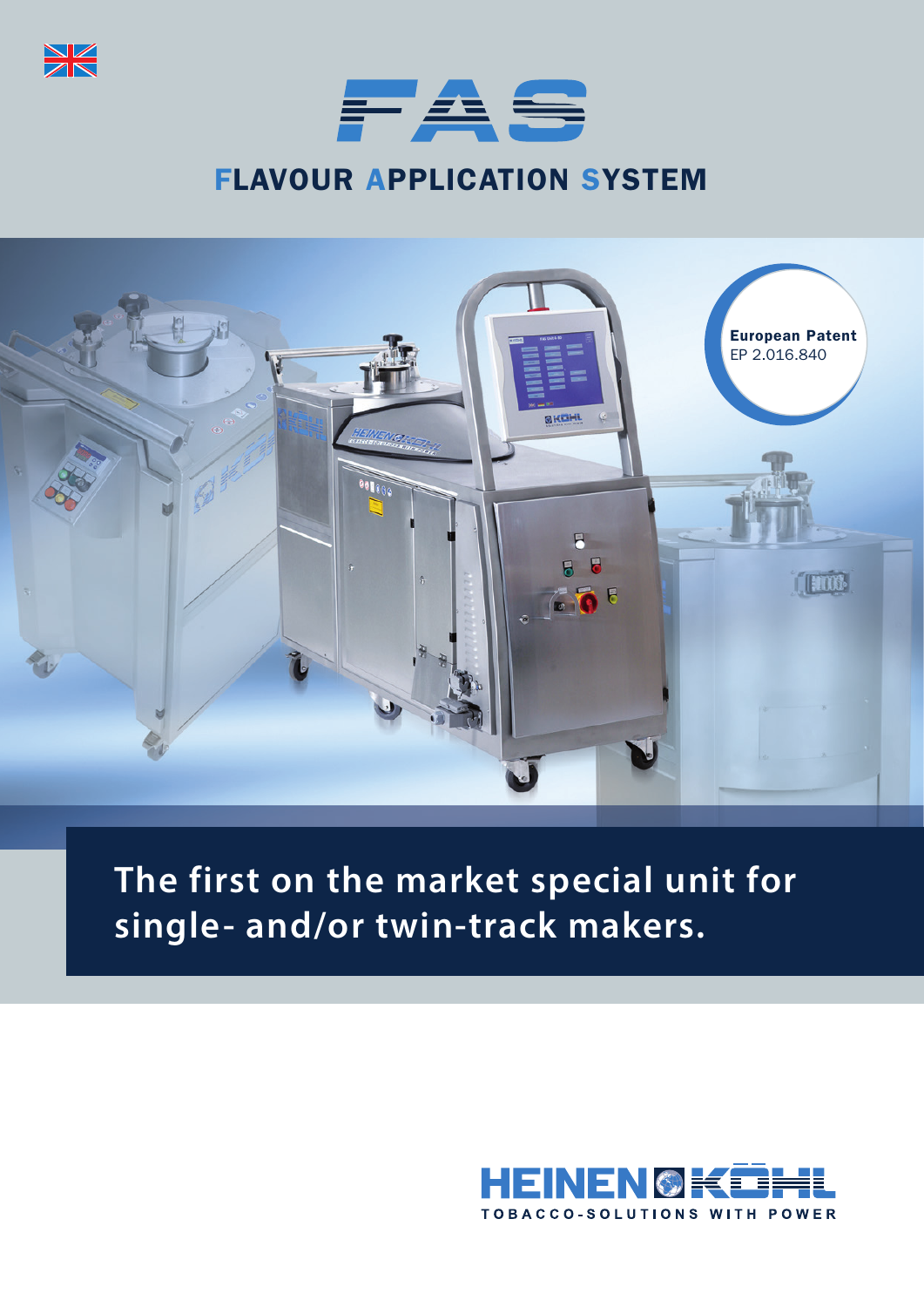# FAS

## FLAVOUR APPLICATION SYSTEM

**European Patent**
EP 2.016.840

## The first on the market special unit for single- and/or twin-track makers.

HEINEN KÖHL
TOBACCO-SOLUTIONS WITH POWER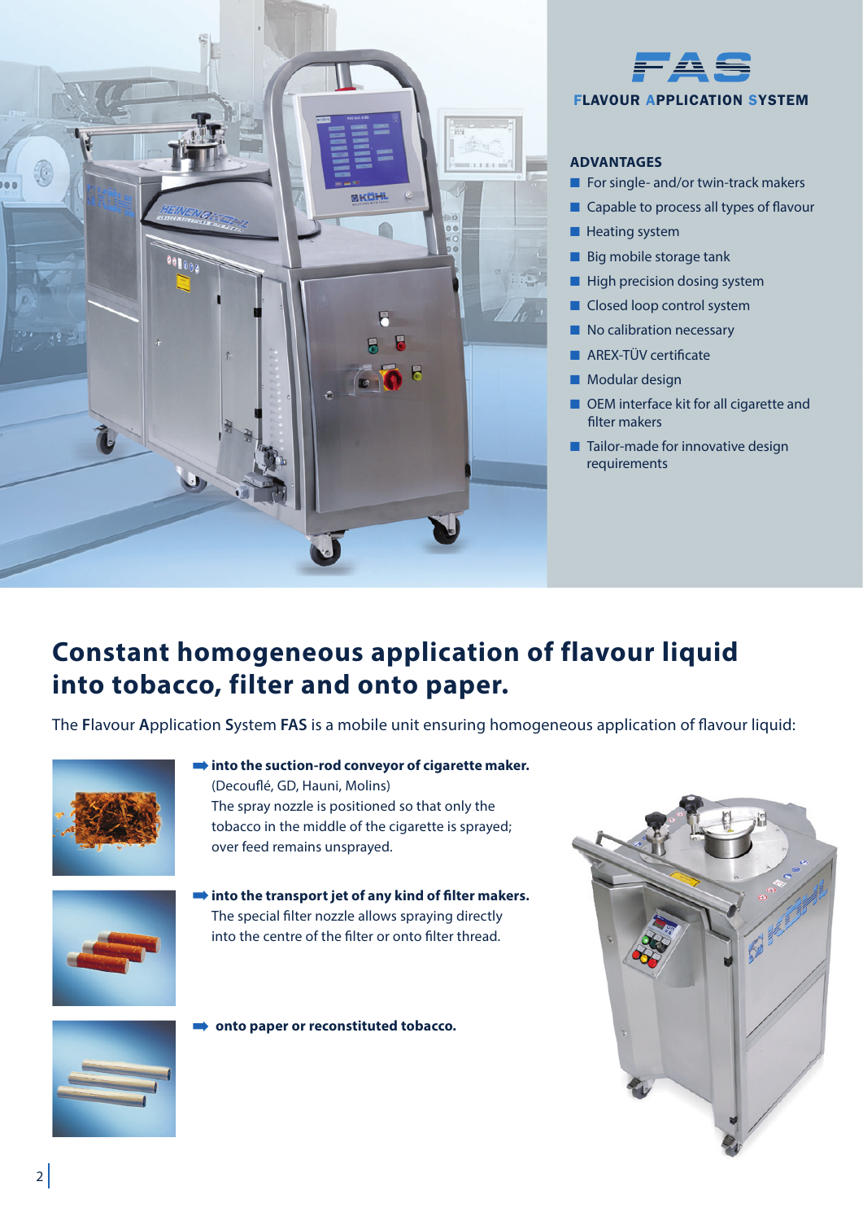# FAS

**FLAVOUR APPLICATION SYSTEM**

### ADVANTAGES

- For single- and/or twin-track makers
- Capable to process all types of flavour
- Heating system
- Big mobile storage tank
- High precision dosing system
- Closed loop control system
- No calibration necessary
- AREX-TÜV certificate
- Modular design
- OEM interface kit for all cigarette and filter makers
- Tailor-made for innovative design requirements

## Constant homogeneous application of flavour liquid into tobacco, filter and onto paper.

The **F**lavour **A**pplication **S**ystem **FAS** is a mobile unit ensuring homogeneous application of flavour liquid:

➡ **into the suction-rod conveyor of cigarette maker.**
(Decouflé, GD, Hauni, Molins)
The spray nozzle is positioned so that only the tobacco in the middle of the cigarette is sprayed; over feed remains unsprayed.

➡ **into the transport jet of any kind of filter makers.**
The special filter nozzle allows spraying directly into the centre of the filter or onto filter thread.

➡ **onto paper or reconstituted tobacco.**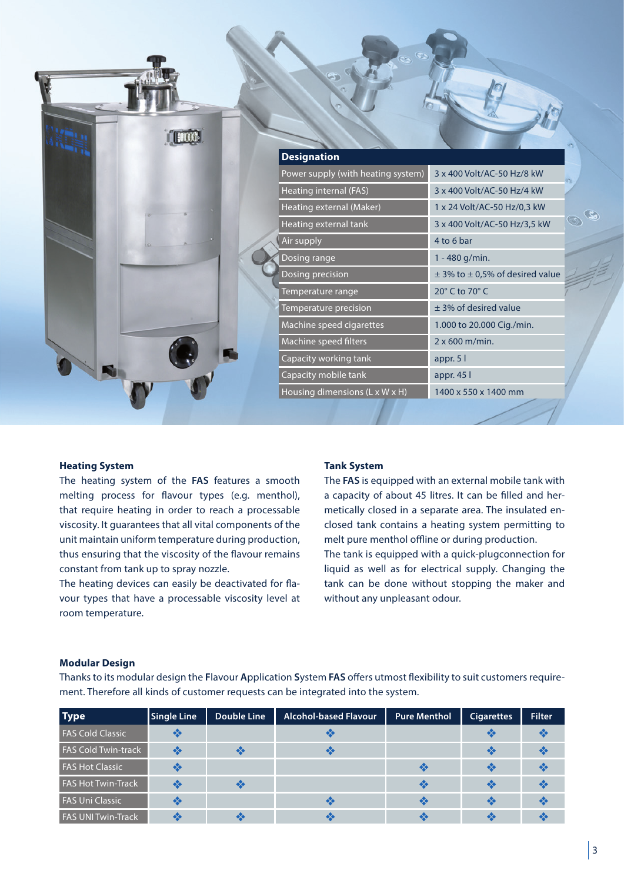| Designation | |
|---|---|
| Power supply (with heating system) | 3 x 400 Volt/AC-50 Hz/8 kW |
| Heating internal (FAS) | 3 x 400 Volt/AC-50 Hz/4 kW |
| Heating external (Maker) | 1 x 24 Volt/AC-50 Hz/0,3 kW |
| Heating external tank | 3 x 400 Volt/AC-50 Hz/3,5 kW |
| Air supply | 4 to 6 bar |
| Dosing range | 1 - 480 g/min. |
| Dosing precision | ± 3% to ± 0,5% of desired value |
| Temperature range | 20° C to 70° C |
| Temperature precision | ± 3% of desired value |
| Machine speed cigarettes | 1.000 to 20.000 Cig./min. |
| Machine speed filters | 2 x 600 m/min. |
| Capacity working tank | appr. 5 l |
| Capacity mobile tank | appr. 45 l |
| Housing dimensions (L x W x H) | 1400 x 550 x 1400 mm |

**Heating System**

The heating system of the **FAS** features a smooth melting process for flavour types (e.g. menthol), that require heating in order to reach a processable viscosity. It guarantees that all vital components of the unit maintain uniform temperature during production, thus ensuring that the viscosity of the flavour remains constant from tank up to spray nozzle.

The heating devices can easily be deactivated for flavour types that have a processable viscosity level at room temperature.

**Tank System**

The **FAS** is equipped with an external mobile tank with a capacity of about 45 litres. It can be filled and hermetically closed in a separate area. The insulated enclosed tank contains a heating system permitting to melt pure menthol offline or during production.

The tank is equipped with a quick-plugconnection for liquid as well as for electrical supply. Changing the tank can be done without stopping the maker and without any unpleasant odour.

**Modular Design**

Thanks to its modular design the **F**lavour **A**pplication **S**ystem **FAS** offers utmost flexibility to suit customers requirement. Therefore all kinds of customer requests can be integrated into the system.

| Type | Single Line | Double Line | Alcohol-based Flavour | Pure Menthol | Cigarettes | Filter |
|---|---|---|---|---|---|---|
| FAS Cold Classic | ❖ | | ❖ | | ❖ | ❖ |
| FAS Cold Twin-track | ❖ | ❖ | ❖ | | ❖ | ❖ |
| FAS Hot Classic | ❖ | | | ❖ | ❖ | ❖ |
| FAS Hot Twin-Track | ❖ | ❖ | | ❖ | ❖ | ❖ |
| FAS Uni Classic | ❖ | | ❖ | ❖ | ❖ | ❖ |
| FAS UNI Twin-Track | ❖ | ❖ | ❖ | ❖ | ❖ | ❖ |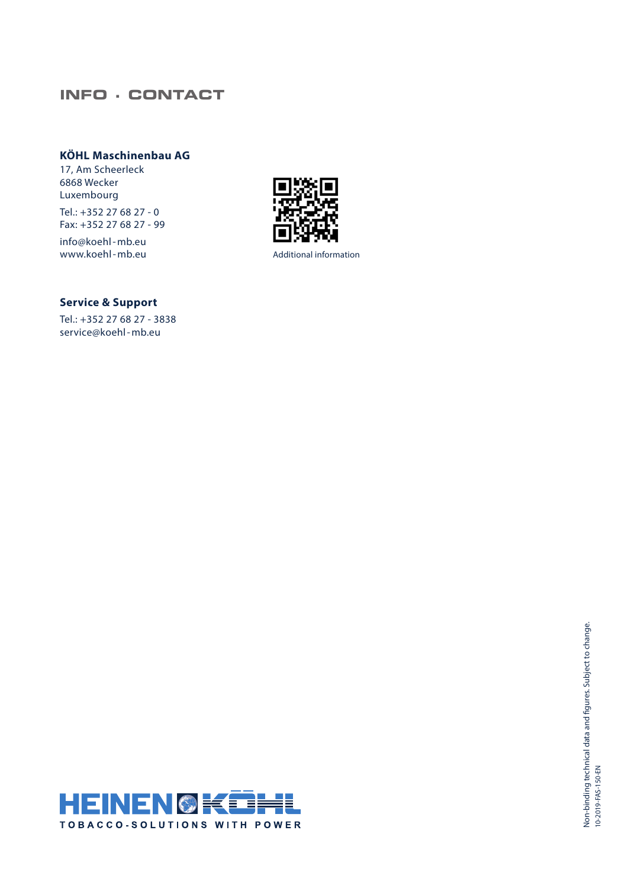## INFO · CONTACT

**KÖHL Maschinenbau AG**
17, Am Scheerleck
6868 Wecker
Luxembourg

Tel.: +352 27 68 27 - 0
Fax: +352 27 68 27 - 99

info@koehl-mb.eu
www.koehl-mb.eu

Additional information

**Service & Support**
Tel.: +352 27 68 27 - 3838
service@koehl-mb.eu

HEINEN KÖHL
TOBACCO-SOLUTIONS WITH POWER

Non-binding technical data and figures. Subject to change.
10-2019-FAS-150-EN